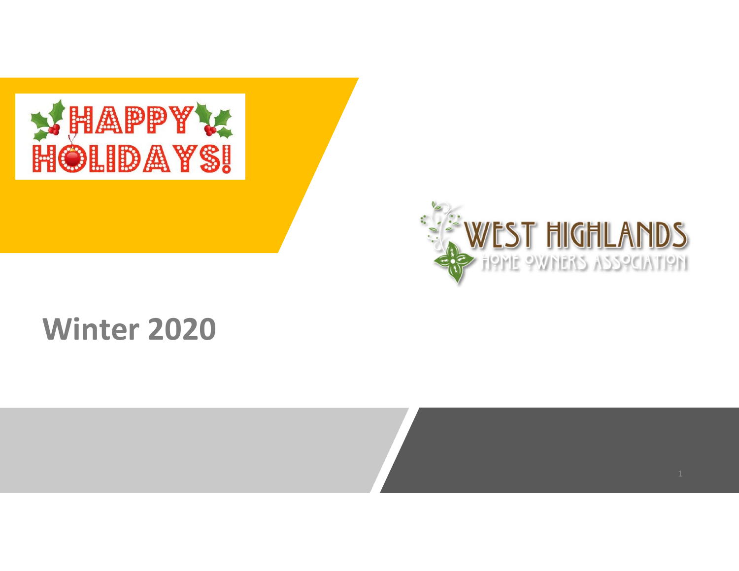HAPPY HOLIDAYS!

WEST HIGHLANDS
HOME OWNERS ASSOCIATION

# Winter 2020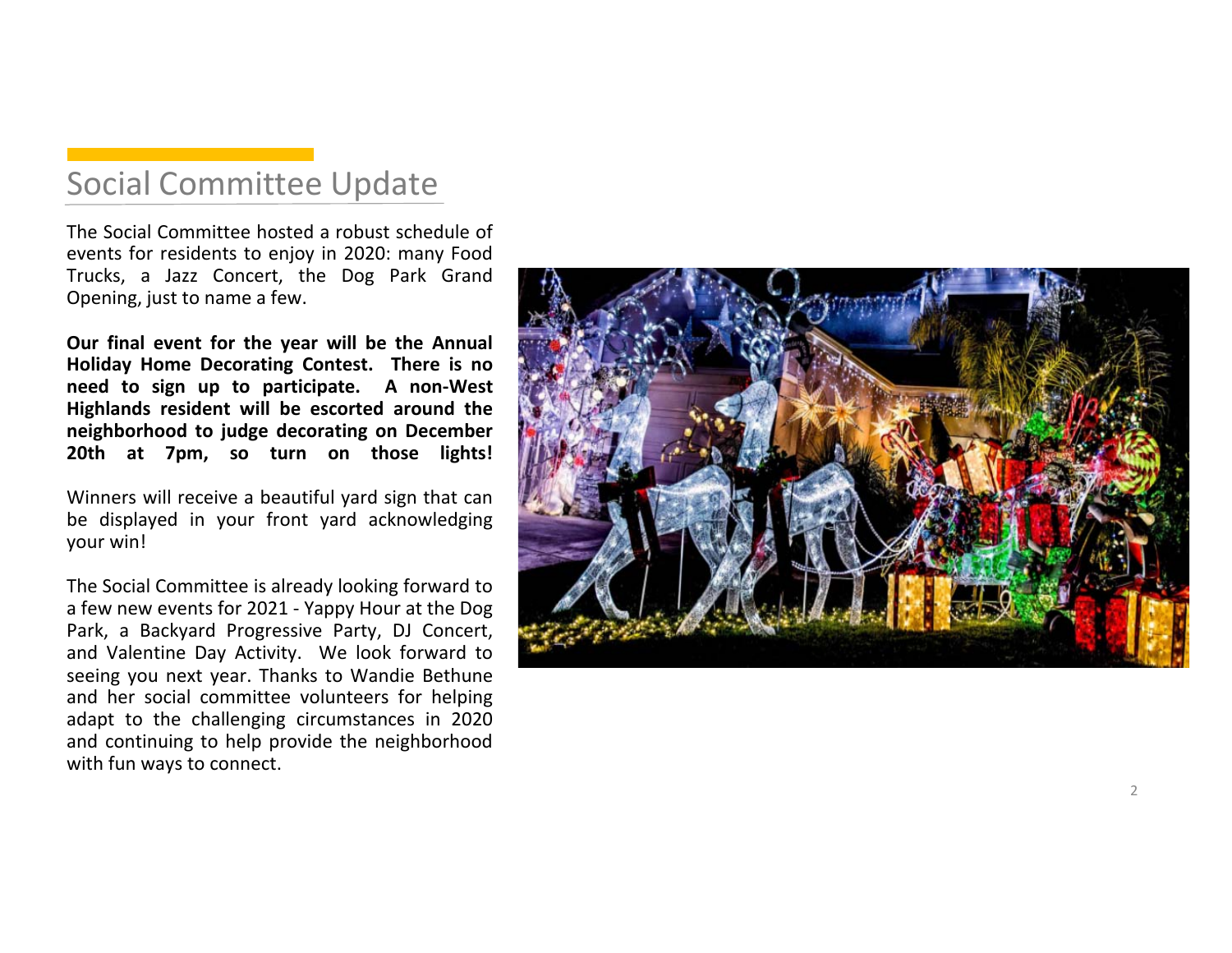## Social Committee Update

The Social Committee hosted a robust schedule of events for residents to enjoy in 2020: many Food Trucks, a Jazz Concert, the Dog Park Grand Opening, just to name a few.

**Our final event for the year will be the Annual Holiday Home Decorating Contest. There is no need to sign up to participate. A non-West Highlands resident will be escorted around the neighborhood to judge decorating on December 20th at 7pm, so turn on those lights!**

Winners will receive a beautiful yard sign that can be displayed in your front yard acknowledging your win!

The Social Committee is already looking forward to a few new events for 2021 - Yappy Hour at the Dog Park, a Backyard Progressive Party, DJ Concert, and Valentine Day Activity. We look forward to seeing you next year. Thanks to Wandie Bethune and her social committee volunteers for helping adapt to the challenging circumstances in 2020 and continuing to help provide the neighborhood with fun ways to connect.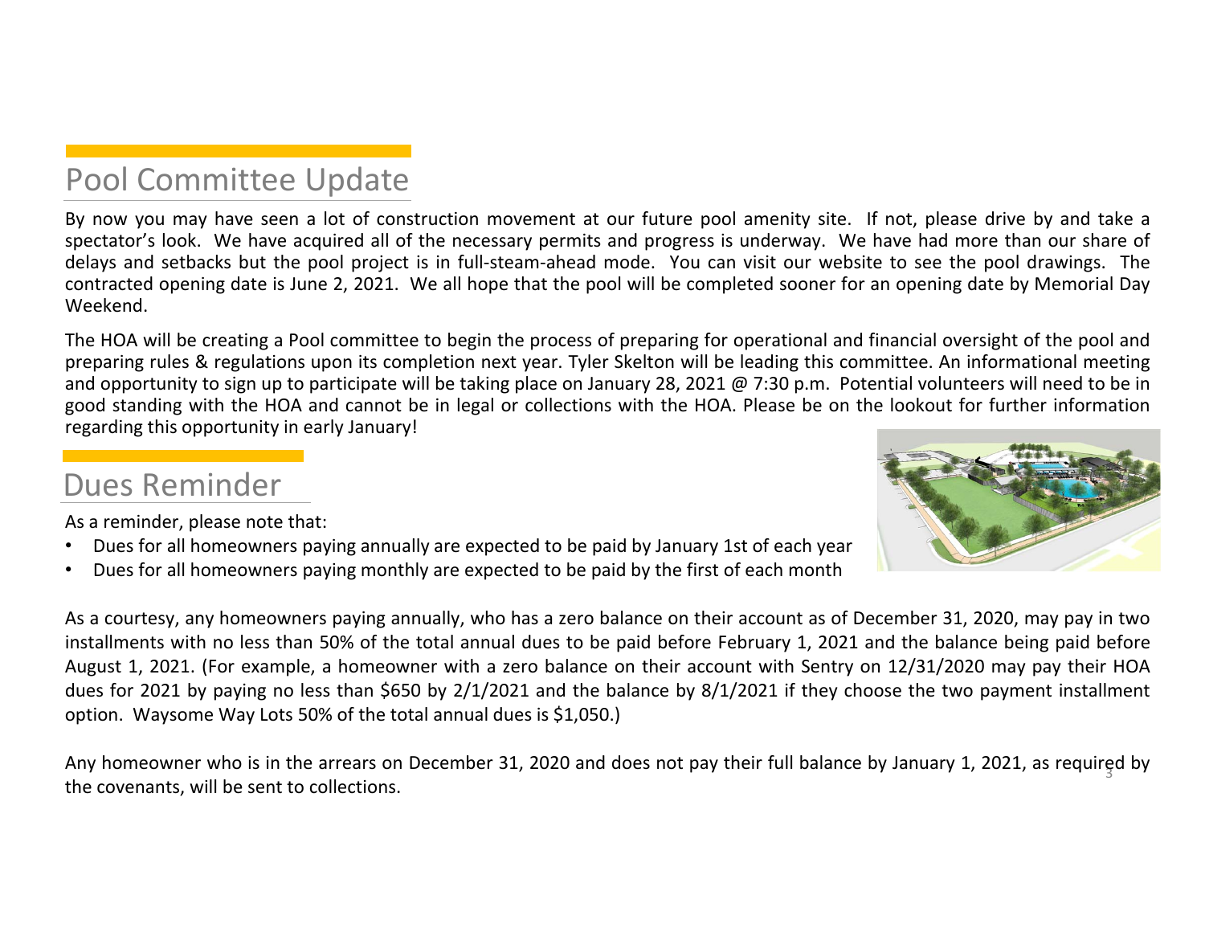## Pool Committee Update

By now you may have seen a lot of construction movement at our future pool amenity site. If not, please drive by and take a spectator's look. We have acquired all of the necessary permits and progress is underway. We have had more than our share of delays and setbacks but the pool project is in full-steam-ahead mode. You can visit our website to see the pool drawings. The contracted opening date is June 2, 2021. We all hope that the pool will be completed sooner for an opening date by Memorial Day Weekend.

The HOA will be creating a Pool committee to begin the process of preparing for operational and financial oversight of the pool and preparing rules & regulations upon its completion next year. Tyler Skelton will be leading this committee. An informational meeting and opportunity to sign up to participate will be taking place on January 28, 2021 @ 7:30 p.m. Potential volunteers will need to be in good standing with the HOA and cannot be in legal or collections with the HOA. Please be on the lookout for further information regarding this opportunity in early January!

## Dues Reminder

As a reminder, please note that:

- Dues for all homeowners paying annually are expected to be paid by January 1st of each year
- Dues for all homeowners paying monthly are expected to be paid by the first of each month

As a courtesy, any homeowners paying annually, who has a zero balance on their account as of December 31, 2020, may pay in two installments with no less than 50% of the total annual dues to be paid before February 1, 2021 and the balance being paid before August 1, 2021. (For example, a homeowner with a zero balance on their account with Sentry on 12/31/2020 may pay their HOA dues for 2021 by paying no less than $650 by 2/1/2021 and the balance by 8/1/2021 if they choose the two payment installment option. Waysome Way Lots 50% of the total annual dues is $1,050.)

Any homeowner who is in the arrears on December 31, 2020 and does not pay their full balance by January 1, 2021, as required by the covenants, will be sent to collections.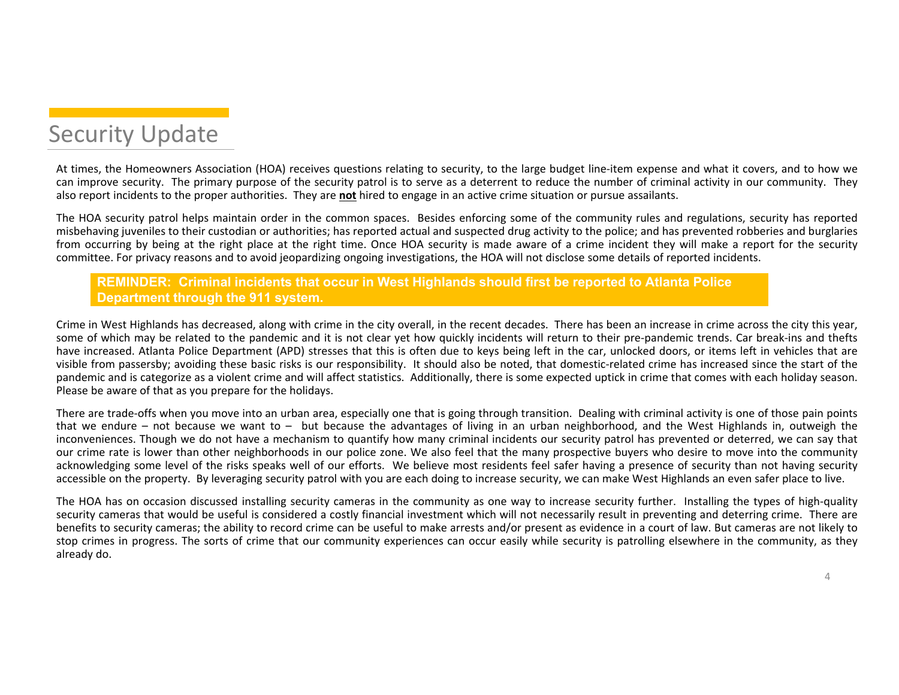# Security Update

At times, the Homeowners Association (HOA) receives questions relating to security, to the large budget line-item expense and what it covers, and to how we can improve security. The primary purpose of the security patrol is to serve as a deterrent to reduce the number of criminal activity in our community. They also report incidents to the proper authorities. They are **not** hired to engage in an active crime situation or pursue assailants.

The HOA security patrol helps maintain order in the common spaces. Besides enforcing some of the community rules and regulations, security has reported misbehaving juveniles to their custodian or authorities; has reported actual and suspected drug activity to the police; and has prevented robberies and burglaries from occurring by being at the right place at the right time. Once HOA security is made aware of a crime incident they will make a report for the security committee. For privacy reasons and to avoid jeopardizing ongoing investigations, the HOA will not disclose some details of reported incidents.

**REMINDER: Criminal incidents that occur in West Highlands should first be reported to Atlanta Police Department through the 911 system.**

Crime in West Highlands has decreased, along with crime in the city overall, in the recent decades. There has been an increase in crime across the city this year, some of which may be related to the pandemic and it is not clear yet how quickly incidents will return to their pre-pandemic trends. Car break-ins and thefts have increased. Atlanta Police Department (APD) stresses that this is often due to keys being left in the car, unlocked doors, or items left in vehicles that are visible from passersby; avoiding these basic risks is our responsibility. It should also be noted, that domestic-related crime has increased since the start of the pandemic and is categorize as a violent crime and will affect statistics. Additionally, there is some expected uptick in crime that comes with each holiday season. Please be aware of that as you prepare for the holidays.

There are trade-offs when you move into an urban area, especially one that is going through transition. Dealing with criminal activity is one of those pain points that we endure – not because we want to – but because the advantages of living in an urban neighborhood, and the West Highlands in, outweigh the inconveniences. Though we do not have a mechanism to quantify how many criminal incidents our security patrol has prevented or deterred, we can say that our crime rate is lower than other neighborhoods in our police zone. We also feel that the many prospective buyers who desire to move into the community acknowledging some level of the risks speaks well of our efforts. We believe most residents feel safer having a presence of security than not having security accessible on the property. By leveraging security patrol with you are each doing to increase security, we can make West Highlands an even safer place to live.

The HOA has on occasion discussed installing security cameras in the community as one way to increase security further. Installing the types of high-quality security cameras that would be useful is considered a costly financial investment which will not necessarily result in preventing and deterring crime. There are benefits to security cameras; the ability to record crime can be useful to make arrests and/or present as evidence in a court of law. But cameras are not likely to stop crimes in progress. The sorts of crime that our community experiences can occur easily while security is patrolling elsewhere in the community, as they already do.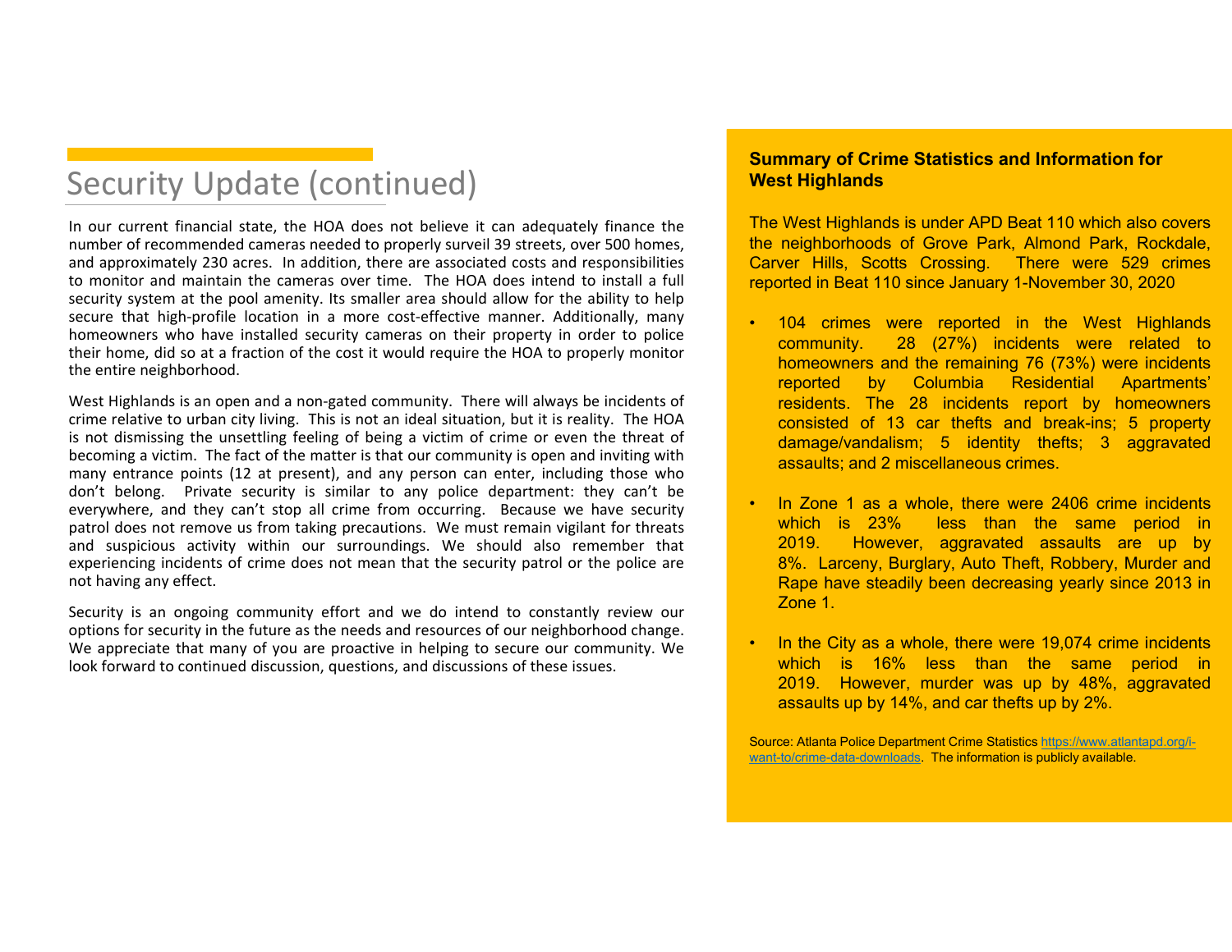# Security Update (continued)

In our current financial state, the HOA does not believe it can adequately finance the number of recommended cameras needed to properly surveil 39 streets, over 500 homes, and approximately 230 acres. In addition, there are associated costs and responsibilities to monitor and maintain the cameras over time. The HOA does intend to install a full security system at the pool amenity. Its smaller area should allow for the ability to help secure that high-profile location in a more cost-effective manner. Additionally, many homeowners who have installed security cameras on their property in order to police their home, did so at a fraction of the cost it would require the HOA to properly monitor the entire neighborhood.

West Highlands is an open and a non-gated community. There will always be incidents of crime relative to urban city living. This is not an ideal situation, but it is reality. The HOA is not dismissing the unsettling feeling of being a victim of crime or even the threat of becoming a victim. The fact of the matter is that our community is open and inviting with many entrance points (12 at present), and any person can enter, including those who don't belong. Private security is similar to any police department: they can't be everywhere, and they can't stop all crime from occurring. Because we have security patrol does not remove us from taking precautions. We must remain vigilant for threats and suspicious activity within our surroundings. We should also remember that experiencing incidents of crime does not mean that the security patrol or the police are not having any effect.

Security is an ongoing community effort and we do intend to constantly review our options for security in the future as the needs and resources of our neighborhood change. We appreciate that many of you are proactive in helping to secure our community. We look forward to continued discussion, questions, and discussions of these issues.

**Summary of Crime Statistics and Information for West Highlands**

The West Highlands is under APD Beat 110 which also covers the neighborhoods of Grove Park, Almond Park, Rockdale, Carver Hills, Scotts Crossing. There were 529 crimes reported in Beat 110 since January 1-November 30, 2020

- 104 crimes were reported in the West Highlands community. 28 (27%) incidents were related to homeowners and the remaining 76 (73%) were incidents reported by Columbia Residential Apartments' residents. The 28 incidents report by homeowners consisted of 13 car thefts and break-ins; 5 property damage/vandalism; 5 identity thefts; 3 aggravated assaults; and 2 miscellaneous crimes.
- In Zone 1 as a whole, there were 2406 crime incidents which is 23% less than the same period in 2019. However, aggravated assaults are up by 8%. Larceny, Burglary, Auto Theft, Robbery, Murder and Rape have steadily been decreasing yearly since 2013 in Zone 1.
- In the City as a whole, there were 19,074 crime incidents which is 16% less than the same period in 2019. However, murder was up by 48%, aggravated assaults up by 14%, and car thefts up by 2%.

Source: Atlanta Police Department Crime Statistics https://www.atlantapd.org/i-want-to/crime-data-downloads. The information is publicly available.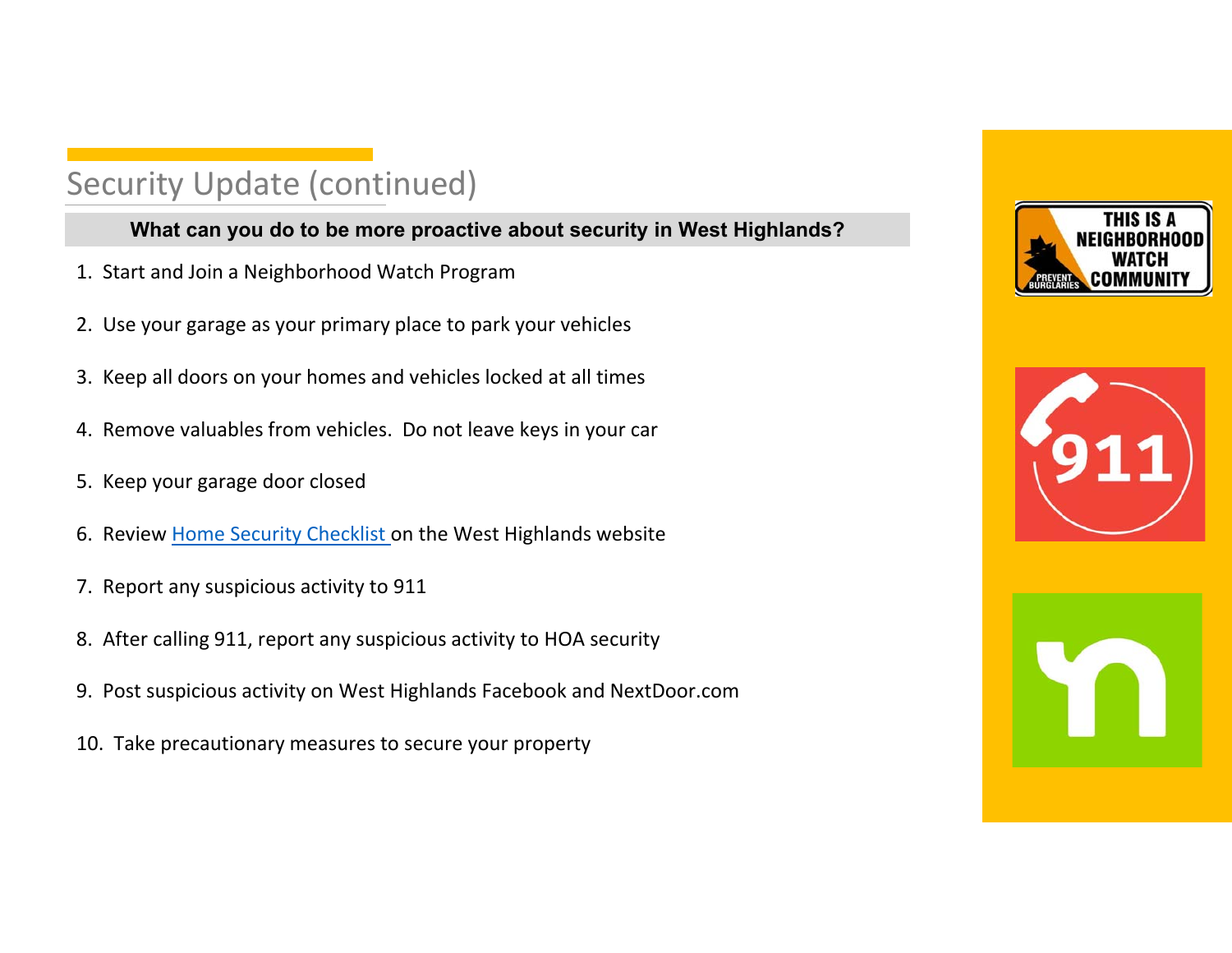# Security Update (continued)

**What can you do to be more proactive about security in West Highlands?**

1. Start and Join a Neighborhood Watch Program
2. Use your garage as your primary place to park your vehicles
3. Keep all doors on your homes and vehicles locked at all times
4. Remove valuables from vehicles. Do not leave keys in your car
5. Keep your garage door closed
6. Review Home Security Checklist on the West Highlands website
7. Report any suspicious activity to 911
8. After calling 911, report any suspicious activity to HOA security
9. Post suspicious activity on West Highlands Facebook and NextDoor.com
10. Take precautionary measures to secure your property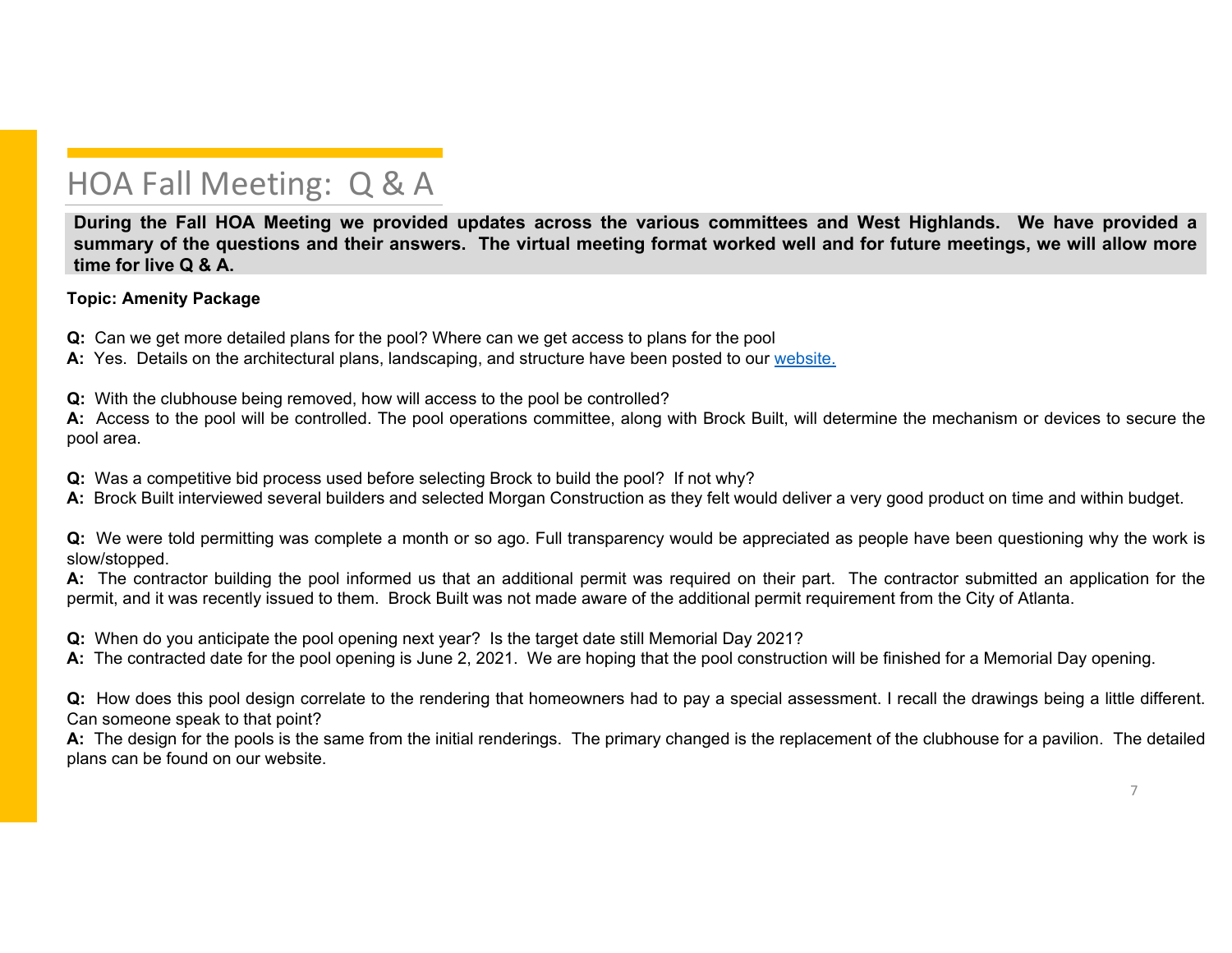# HOA Fall Meeting: Q & A

**During the Fall HOA Meeting we provided updates across the various committees and West Highlands. We have provided a summary of the questions and their answers. The virtual meeting format worked well and for future meetings, we will allow more time for live Q & A.**

**Topic: Amenity Package**

**Q:** Can we get more detailed plans for the pool? Where can we get access to plans for the pool
**A:** Yes. Details on the architectural plans, landscaping, and structure have been posted to our website.

**Q:** With the clubhouse being removed, how will access to the pool be controlled?
**A:** Access to the pool will be controlled. The pool operations committee, along with Brock Built, will determine the mechanism or devices to secure the pool area.

**Q:** Was a competitive bid process used before selecting Brock to build the pool? If not why?
**A:** Brock Built interviewed several builders and selected Morgan Construction as they felt would deliver a very good product on time and within budget.

**Q:** We were told permitting was complete a month or so ago. Full transparency would be appreciated as people have been questioning why the work is slow/stopped.
**A:** The contractor building the pool informed us that an additional permit was required on their part. The contractor submitted an application for the permit, and it was recently issued to them. Brock Built was not made aware of the additional permit requirement from the City of Atlanta.

**Q:** When do you anticipate the pool opening next year? Is the target date still Memorial Day 2021?
**A:** The contracted date for the pool opening is June 2, 2021. We are hoping that the pool construction will be finished for a Memorial Day opening.

**Q:** How does this pool design correlate to the rendering that homeowners had to pay a special assessment. I recall the drawings being a little different. Can someone speak to that point?
**A:** The design for the pools is the same from the initial renderings. The primary changed is the replacement of the clubhouse for a pavilion. The detailed plans can be found on our website.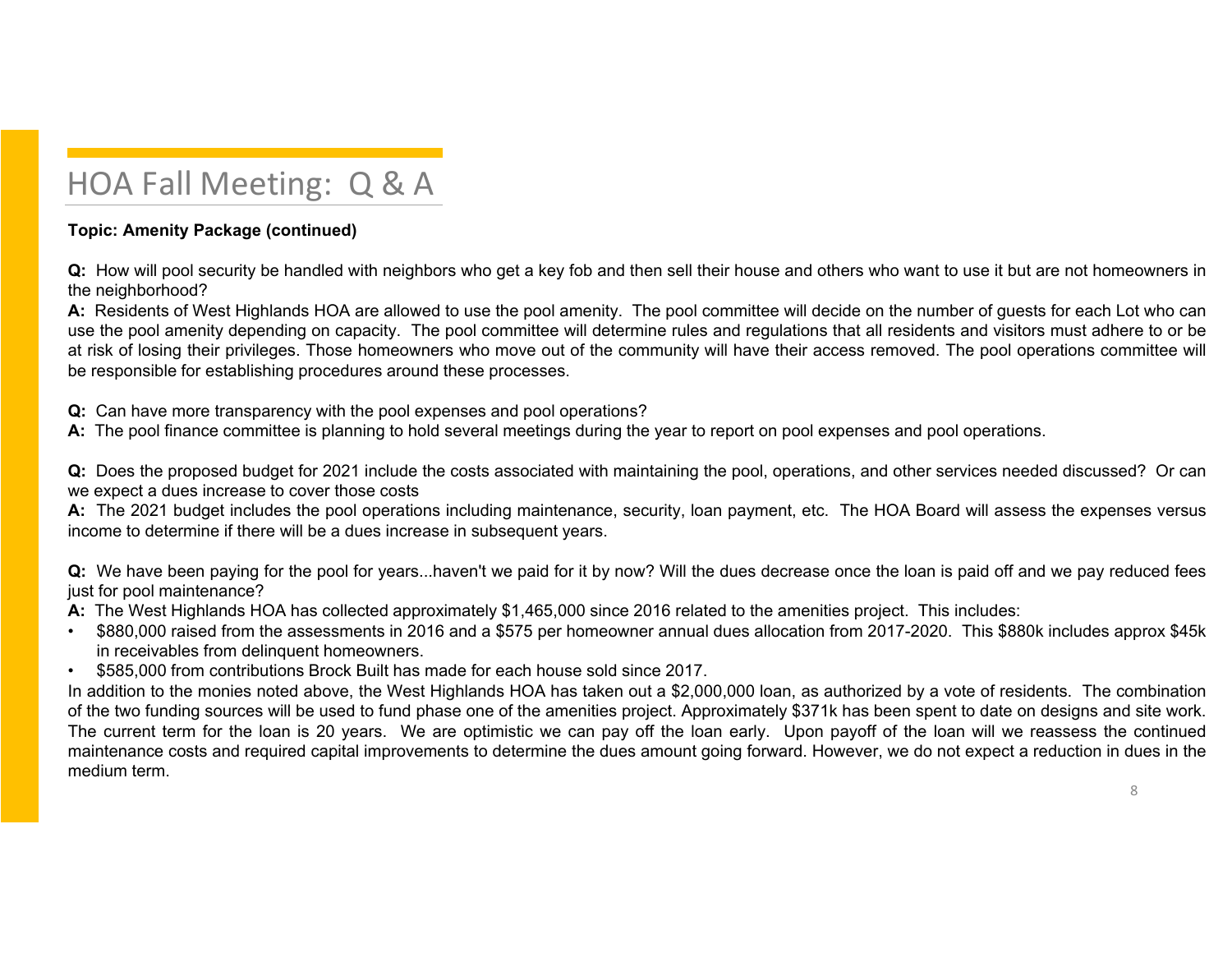# HOA Fall Meeting: Q & A

**Topic: Amenity Package (continued)**

**Q:** How will pool security be handled with neighbors who get a key fob and then sell their house and others who want to use it but are not homeowners in the neighborhood?

**A:** Residents of West Highlands HOA are allowed to use the pool amenity. The pool committee will decide on the number of guests for each Lot who can use the pool amenity depending on capacity. The pool committee will determine rules and regulations that all residents and visitors must adhere to or be at risk of losing their privileges. Those homeowners who move out of the community will have their access removed. The pool operations committee will be responsible for establishing procedures around these processes.

**Q:** Can have more transparency with the pool expenses and pool operations?

**A:** The pool finance committee is planning to hold several meetings during the year to report on pool expenses and pool operations.

**Q:** Does the proposed budget for 2021 include the costs associated with maintaining the pool, operations, and other services needed discussed? Or can we expect a dues increase to cover those costs

**A:** The 2021 budget includes the pool operations including maintenance, security, loan payment, etc. The HOA Board will assess the expenses versus income to determine if there will be a dues increase in subsequent years.

**Q:** We have been paying for the pool for years...haven't we paid for it by now? Will the dues decrease once the loan is paid off and we pay reduced fees just for pool maintenance?

**A:** The West Highlands HOA has collected approximately $1,465,000 since 2016 related to the amenities project. This includes:

- $880,000 raised from the assessments in 2016 and a $575 per homeowner annual dues allocation from 2017-2020. This $880k includes approx $45k in receivables from delinquent homeowners.
- $585,000 from contributions Brock Built has made for each house sold since 2017.

In addition to the monies noted above, the West Highlands HOA has taken out a $2,000,000 loan, as authorized by a vote of residents. The combination of the two funding sources will be used to fund phase one of the amenities project. Approximately $371k has been spent to date on designs and site work. The current term for the loan is 20 years. We are optimistic we can pay off the loan early. Upon payoff of the loan will we reassess the continued maintenance costs and required capital improvements to determine the dues amount going forward. However, we do not expect a reduction in dues in the medium term.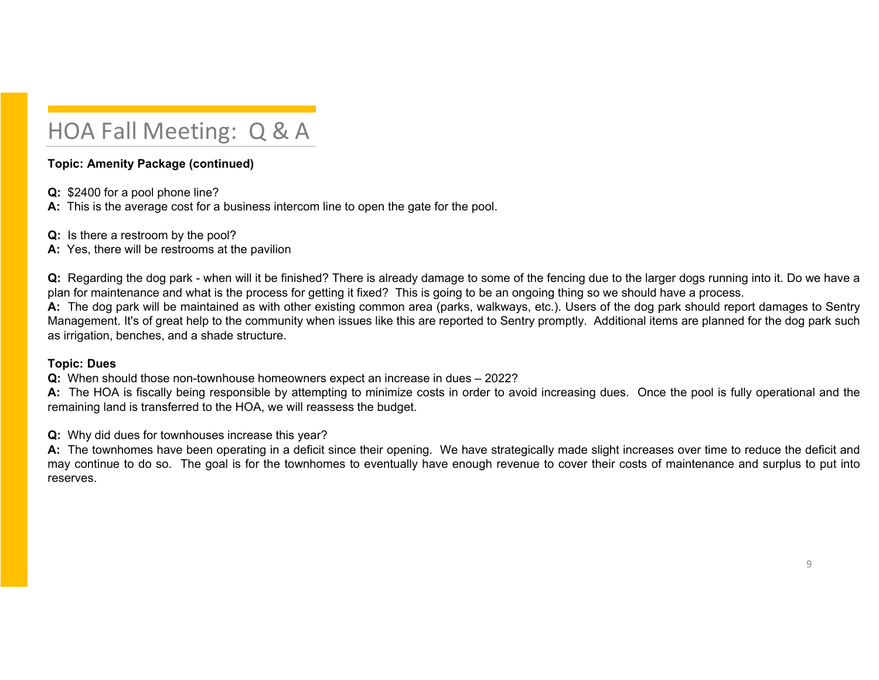# HOA Fall Meeting: Q & A

**Topic: Amenity Package (continued)**

**Q:** $2400 for a pool phone line?
**A:** This is the average cost for a business intercom line to open the gate for the pool.

**Q:** Is there a restroom by the pool?
**A:** Yes, there will be restrooms at the pavilion

**Q:** Regarding the dog park - when will it be finished? There is already damage to some of the fencing due to the larger dogs running into it. Do we have a plan for maintenance and what is the process for getting it fixed? This is going to be an ongoing thing so we should have a process.
**A:** The dog park will be maintained as with other existing common area (parks, walkways, etc.). Users of the dog park should report damages to Sentry Management. It's of great help to the community when issues like this are reported to Sentry promptly. Additional items are planned for the dog park such as irrigation, benches, and a shade structure.

**Topic: Dues**
**Q:** When should those non-townhouse homeowners expect an increase in dues – 2022?
**A:** The HOA is fiscally being responsible by attempting to minimize costs in order to avoid increasing dues. Once the pool is fully operational and the remaining land is transferred to the HOA, we will reassess the budget.

**Q:** Why did dues for townhouses increase this year?
**A:** The townhomes have been operating in a deficit since their opening. We have strategically made slight increases over time to reduce the deficit and may continue to do so. The goal is for the townhomes to eventually have enough revenue to cover their costs of maintenance and surplus to put into reserves.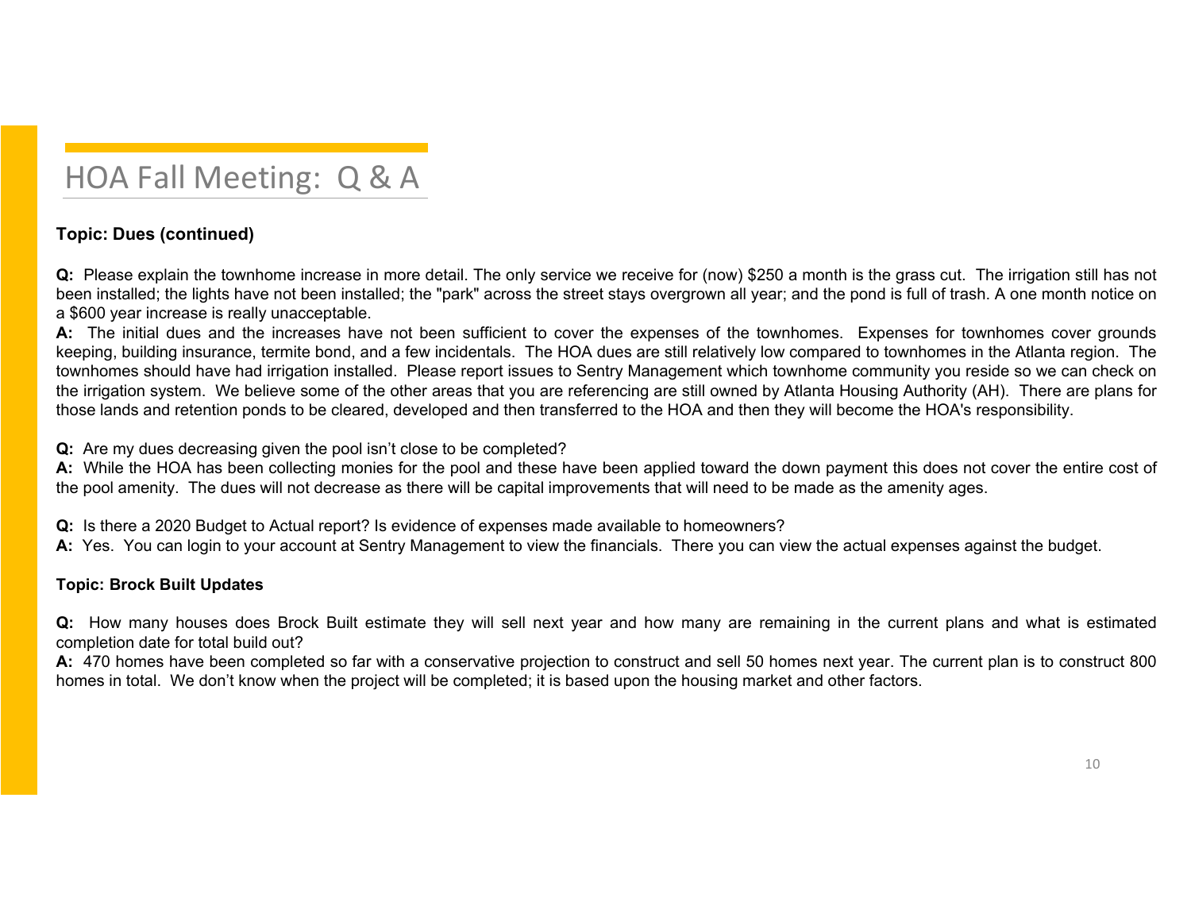# HOA Fall Meeting: Q & A

**Topic: Dues (continued)**

**Q:** Please explain the townhome increase in more detail. The only service we receive for (now) $250 a month is the grass cut. The irrigation still has not been installed; the lights have not been installed; the "park" across the street stays overgrown all year; and the pond is full of trash. A one month notice on a $600 year increase is really unacceptable.
**A:** The initial dues and the increases have not been sufficient to cover the expenses of the townhomes. Expenses for townhomes cover grounds keeping, building insurance, termite bond, and a few incidentals. The HOA dues are still relatively low compared to townhomes in the Atlanta region. The townhomes should have had irrigation installed. Please report issues to Sentry Management which townhome community you reside so we can check on the irrigation system. We believe some of the other areas that you are referencing are still owned by Atlanta Housing Authority (AH). There are plans for those lands and retention ponds to be cleared, developed and then transferred to the HOA and then they will become the HOA's responsibility.

**Q:** Are my dues decreasing given the pool isn't close to be completed?
**A:** While the HOA has been collecting monies for the pool and these have been applied toward the down payment this does not cover the entire cost of the pool amenity. The dues will not decrease as there will be capital improvements that will need to be made as the amenity ages.

**Q:** Is there a 2020 Budget to Actual report? Is evidence of expenses made available to homeowners?
**A:** Yes. You can login to your account at Sentry Management to view the financials. There you can view the actual expenses against the budget.

**Topic: Brock Built Updates**

**Q:** How many houses does Brock Built estimate they will sell next year and how many are remaining in the current plans and what is estimated completion date for total build out?
**A:** 470 homes have been completed so far with a conservative projection to construct and sell 50 homes next year. The current plan is to construct 800 homes in total. We don't know when the project will be completed; it is based upon the housing market and other factors.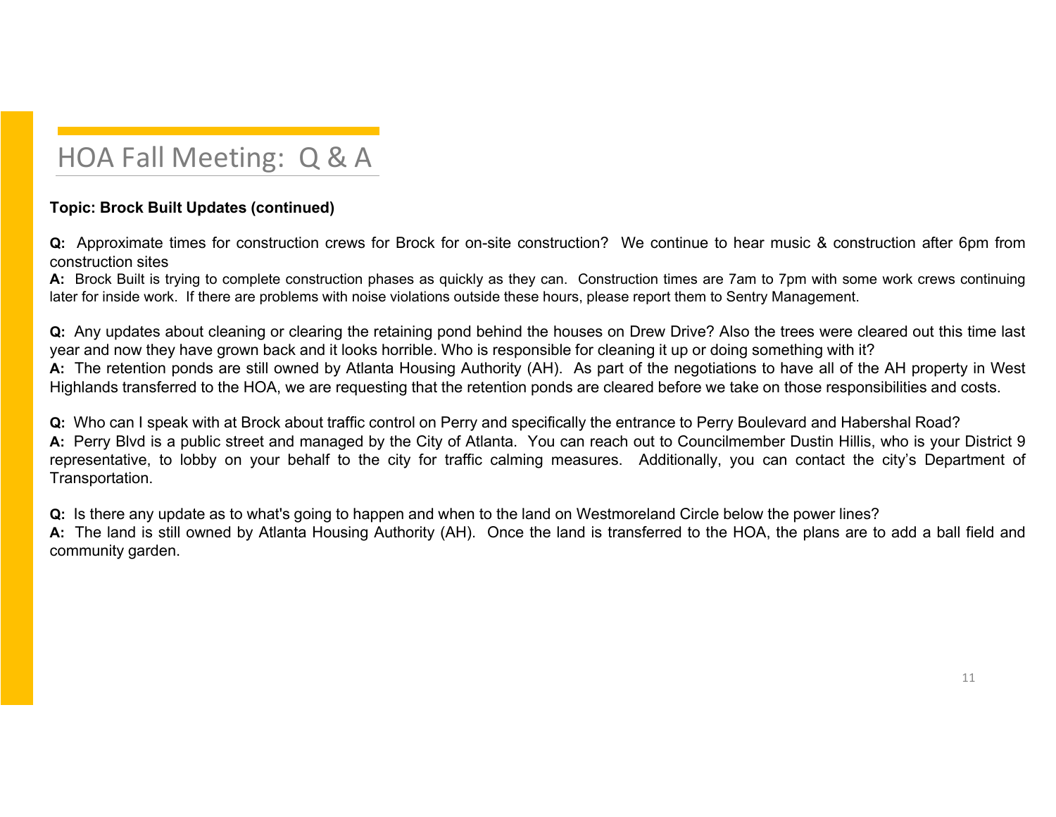# HOA Fall Meeting: Q & A

**Topic: Brock Built Updates (continued)**

**Q:** Approximate times for construction crews for Brock for on-site construction? We continue to hear music & construction after 6pm from construction sites

**A:** Brock Built is trying to complete construction phases as quickly as they can. Construction times are 7am to 7pm with some work crews continuing later for inside work. If there are problems with noise violations outside these hours, please report them to Sentry Management.

**Q:** Any updates about cleaning or clearing the retaining pond behind the houses on Drew Drive? Also the trees were cleared out this time last year and now they have grown back and it looks horrible. Who is responsible for cleaning it up or doing something with it?

**A:** The retention ponds are still owned by Atlanta Housing Authority (AH). As part of the negotiations to have all of the AH property in West Highlands transferred to the HOA, we are requesting that the retention ponds are cleared before we take on those responsibilities and costs.

**Q:** Who can I speak with at Brock about traffic control on Perry and specifically the entrance to Perry Boulevard and Habershal Road?

**A:** Perry Blvd is a public street and managed by the City of Atlanta. You can reach out to Councilmember Dustin Hillis, who is your District 9 representative, to lobby on your behalf to the city for traffic calming measures. Additionally, you can contact the city's Department of Transportation.

**Q:** Is there any update as to what's going to happen and when to the land on Westmoreland Circle below the power lines?

**A:** The land is still owned by Atlanta Housing Authority (AH). Once the land is transferred to the HOA, the plans are to add a ball field and community garden.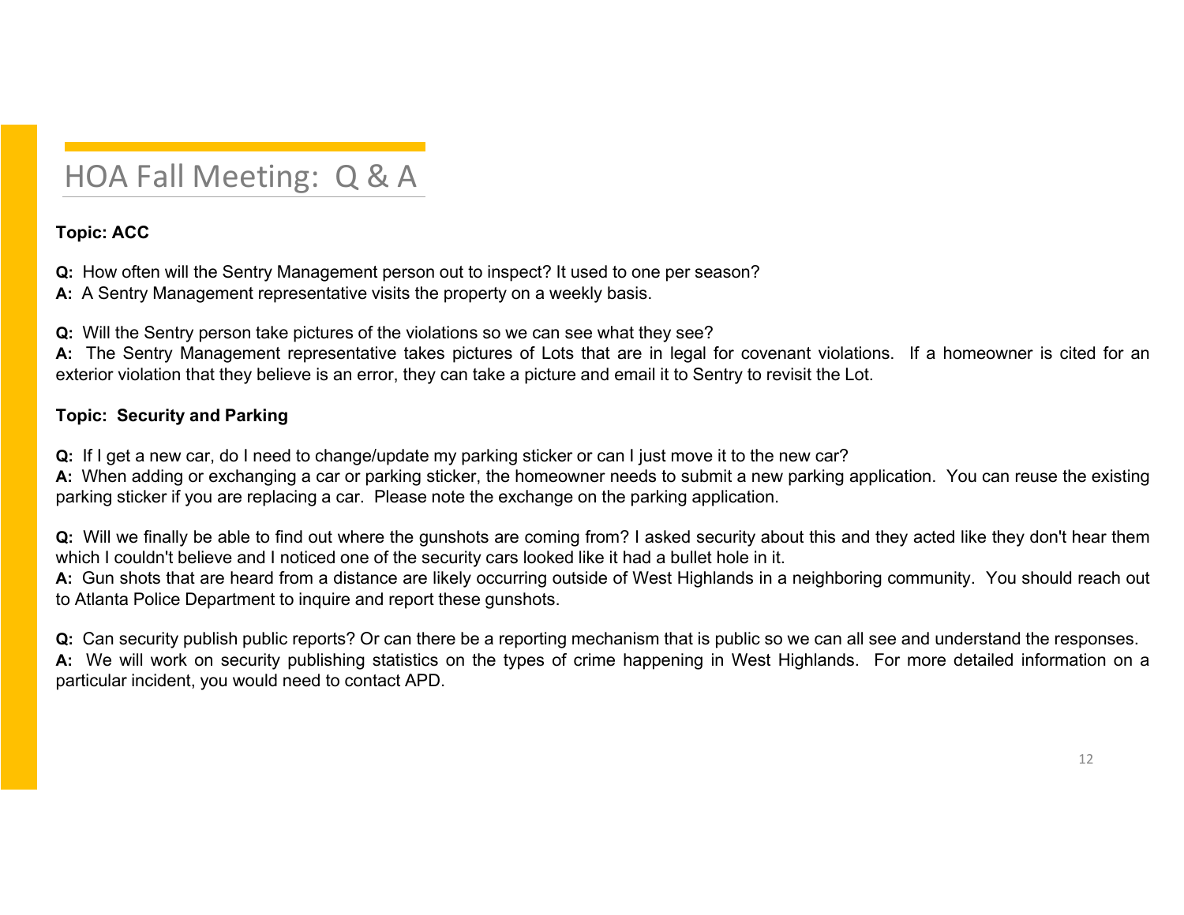# HOA Fall Meeting: Q & A

**Topic: ACC**

**Q:** How often will the Sentry Management person out to inspect? It used to one per season?
**A:** A Sentry Management representative visits the property on a weekly basis.

**Q:** Will the Sentry person take pictures of the violations so we can see what they see?
**A:** The Sentry Management representative takes pictures of Lots that are in legal for covenant violations. If a homeowner is cited for an exterior violation that they believe is an error, they can take a picture and email it to Sentry to revisit the Lot.

**Topic: Security and Parking**

**Q:** If I get a new car, do I need to change/update my parking sticker or can I just move it to the new car?
**A:** When adding or exchanging a car or parking sticker, the homeowner needs to submit a new parking application. You can reuse the existing parking sticker if you are replacing a car. Please note the exchange on the parking application.

**Q:** Will we finally be able to find out where the gunshots are coming from? I asked security about this and they acted like they don't hear them which I couldn't believe and I noticed one of the security cars looked like it had a bullet hole in it.
**A:** Gun shots that are heard from a distance are likely occurring outside of West Highlands in a neighboring community. You should reach out to Atlanta Police Department to inquire and report these gunshots.

**Q:** Can security publish public reports? Or can there be a reporting mechanism that is public so we can all see and understand the responses.
**A:** We will work on security publishing statistics on the types of crime happening in West Highlands. For more detailed information on a particular incident, you would need to contact APD.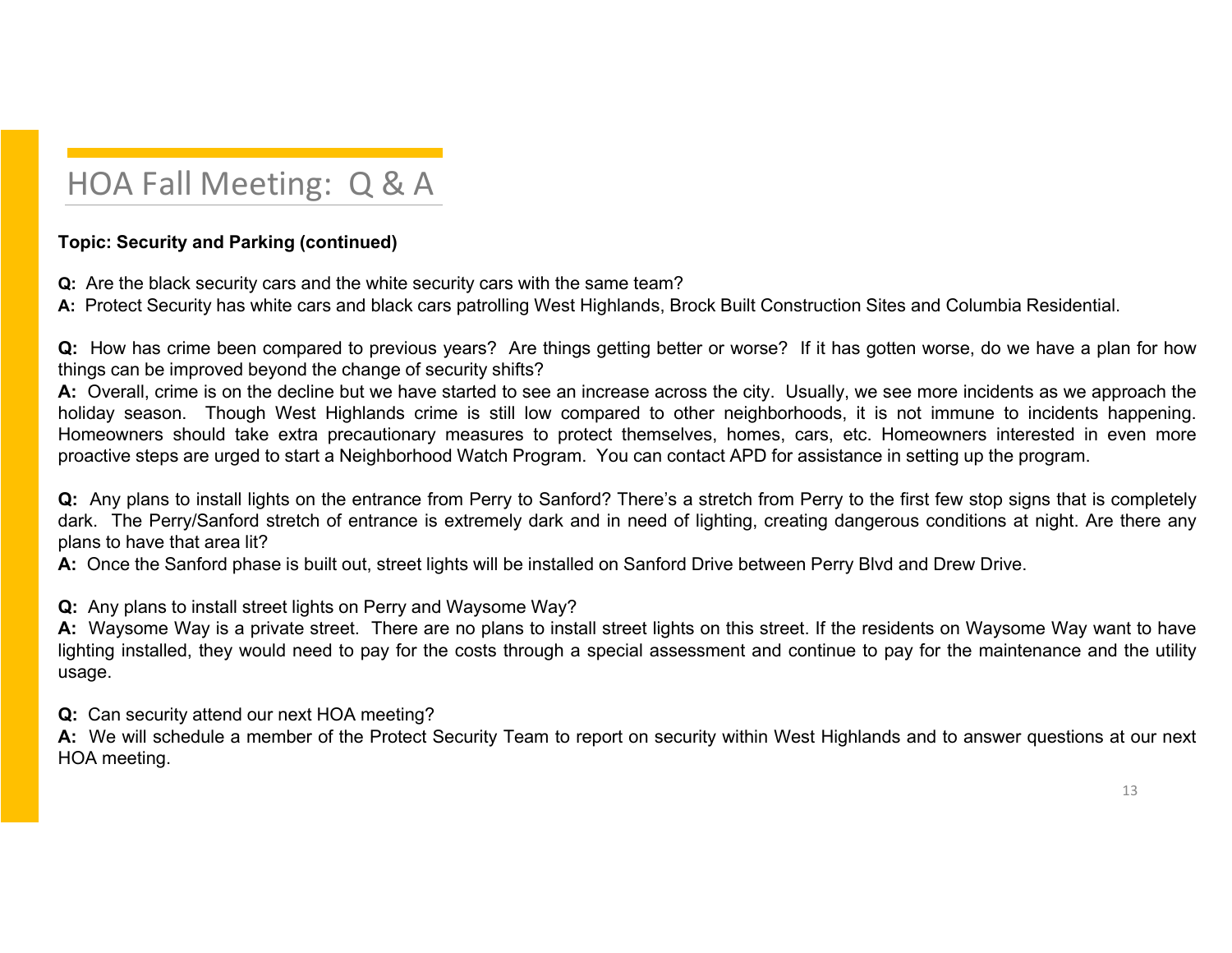# HOA Fall Meeting: Q & A

**Topic: Security and Parking (continued)**

**Q:** Are the black security cars and the white security cars with the same team?
**A:** Protect Security has white cars and black cars patrolling West Highlands, Brock Built Construction Sites and Columbia Residential.

**Q:** How has crime been compared to previous years? Are things getting better or worse? If it has gotten worse, do we have a plan for how things can be improved beyond the change of security shifts?
**A:** Overall, crime is on the decline but we have started to see an increase across the city. Usually, we see more incidents as we approach the holiday season. Though West Highlands crime is still low compared to other neighborhoods, it is not immune to incidents happening. Homeowners should take extra precautionary measures to protect themselves, homes, cars, etc. Homeowners interested in even more proactive steps are urged to start a Neighborhood Watch Program. You can contact APD for assistance in setting up the program.

**Q:** Any plans to install lights on the entrance from Perry to Sanford? There's a stretch from Perry to the first few stop signs that is completely dark. The Perry/Sanford stretch of entrance is extremely dark and in need of lighting, creating dangerous conditions at night. Are there any plans to have that area lit?
**A:** Once the Sanford phase is built out, street lights will be installed on Sanford Drive between Perry Blvd and Drew Drive.

**Q:** Any plans to install street lights on Perry and Waysome Way?
**A:** Waysome Way is a private street. There are no plans to install street lights on this street. If the residents on Waysome Way want to have lighting installed, they would need to pay for the costs through a special assessment and continue to pay for the maintenance and the utility usage.

**Q:** Can security attend our next HOA meeting?
**A:** We will schedule a member of the Protect Security Team to report on security within West Highlands and to answer questions at our next HOA meeting.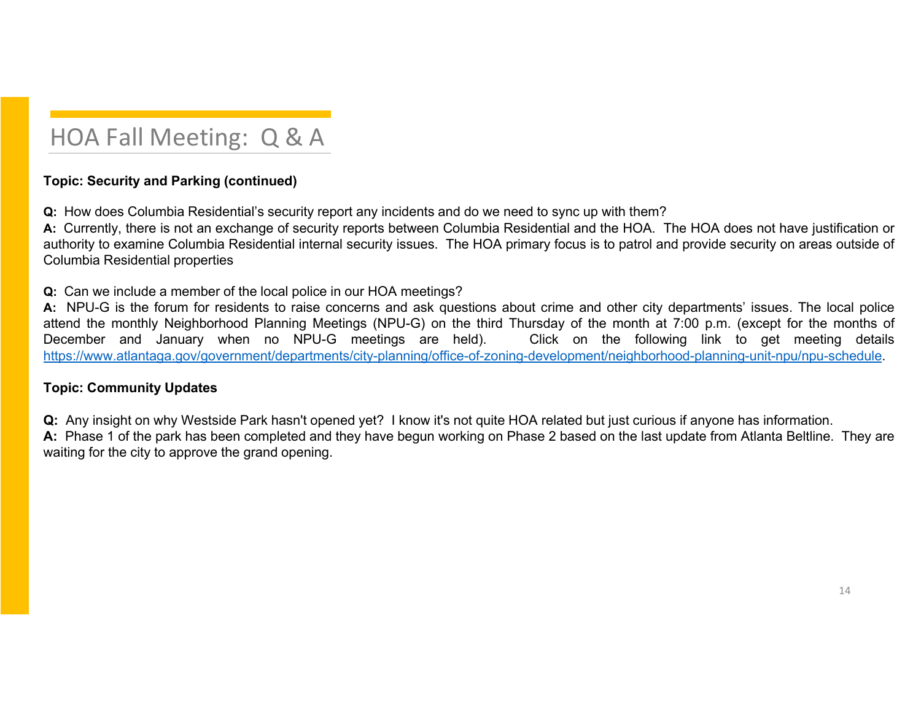# HOA Fall Meeting: Q & A

**Topic: Security and Parking (continued)**

**Q:** How does Columbia Residential's security report any incidents and do we need to sync up with them?
**A:** Currently, there is not an exchange of security reports between Columbia Residential and the HOA. The HOA does not have justification or authority to examine Columbia Residential internal security issues. The HOA primary focus is to patrol and provide security on areas outside of Columbia Residential properties

**Q:** Can we include a member of the local police in our HOA meetings?
**A:** NPU-G is the forum for residents to raise concerns and ask questions about crime and other city departments' issues. The local police attend the monthly Neighborhood Planning Meetings (NPU-G) on the third Thursday of the month at 7:00 p.m. (except for the months of December and January when no NPU-G meetings are held). Click on the following link to get meeting details https://www.atlantaga.gov/government/departments/city-planning/office-of-zoning-development/neighborhood-planning-unit-npu/npu-schedule.

**Topic: Community Updates**

**Q:** Any insight on why Westside Park hasn't opened yet? I know it's not quite HOA related but just curious if anyone has information.
**A:** Phase 1 of the park has been completed and they have begun working on Phase 2 based on the last update from Atlanta Beltline. They are waiting for the city to approve the grand opening.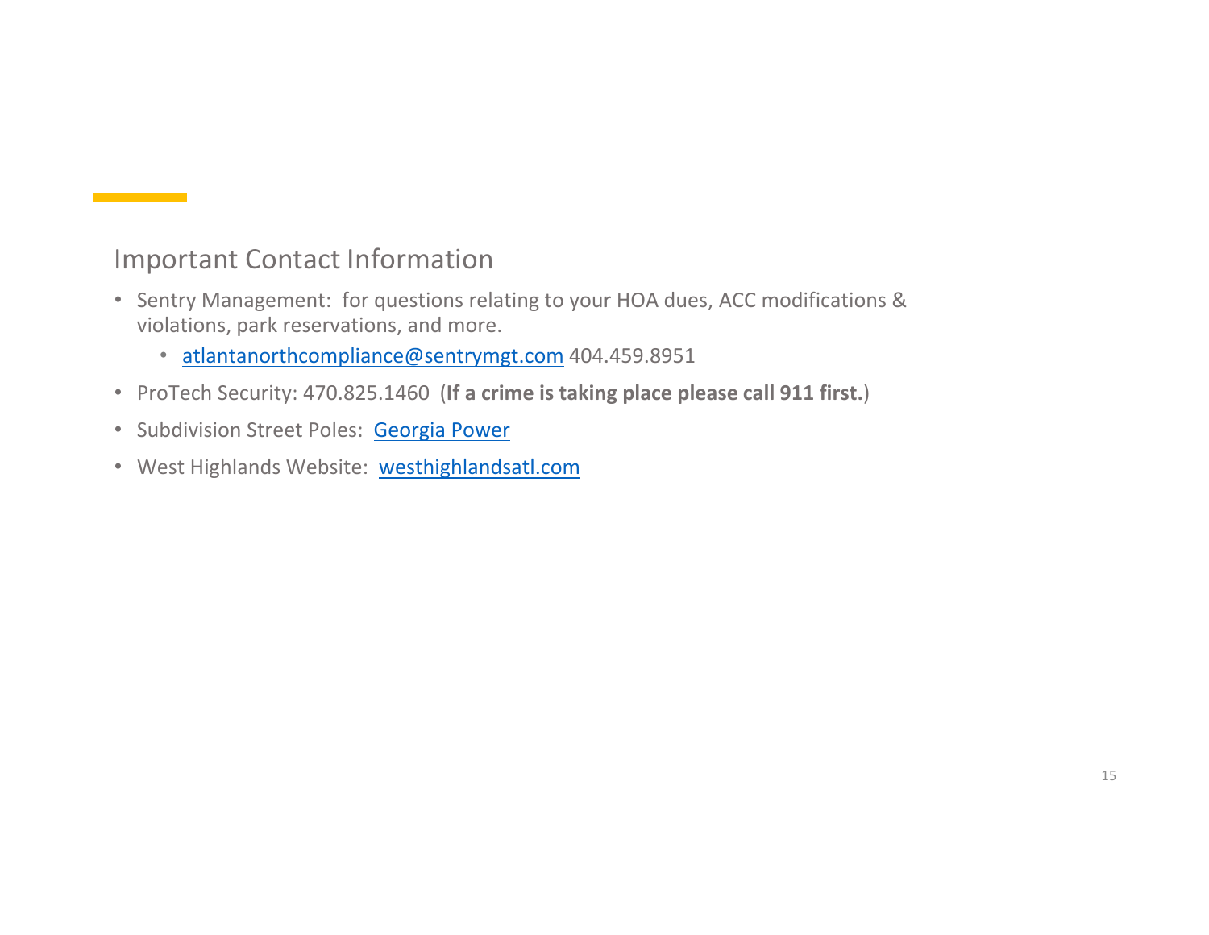## Important Contact Information

- Sentry Management: for questions relating to your HOA dues, ACC modifications & violations, park reservations, and more.
  - atlantanorthcompliance@sentrymgt.com 404.459.8951
- ProTech Security: 470.825.1460 (**If a crime is taking place please call 911 first.**)
- Subdivision Street Poles: Georgia Power
- West Highlands Website: westhighlandsatl.com